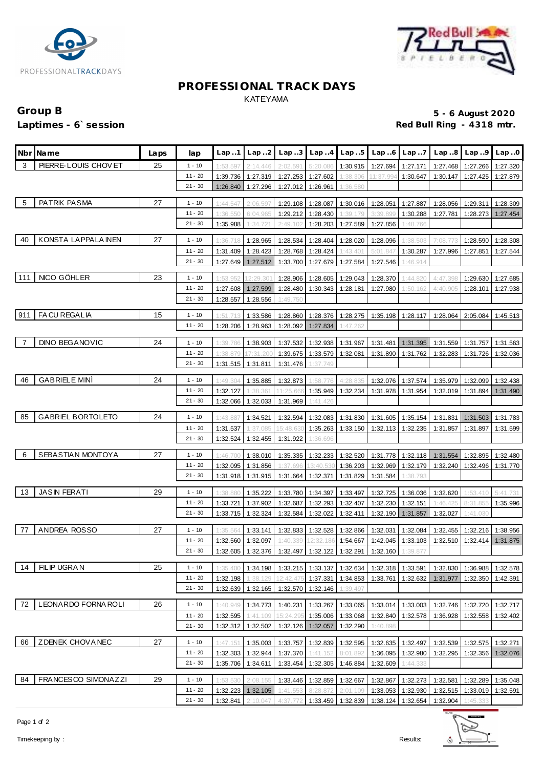# PROFESSIONAL TRACK DAYS

KATEYAMA

**Group B** **5 - 6 August 2020**

**Laptimes - 6` session** **Red Bull Ring - 4318 mtr.**

| Nbr | Name | Laps | lap | Lap ..1 | Lap ..2 | Lap ..3 | Lap ..4 | Lap ..5 | Lap ..6 | Lap ..7 | Lap ..8 | Lap ..9 | Lap ..0 |
|---|---|---|---|---|---|---|---|---|---|---|---|---|---|
| 3 | PIERRE-LOUIS CHOVET | 25 | 1 - 10 | 1:53.597 | 2:14.446 | 2:02.591 | 5:20.086 | 1:30.915 | 1:27.694 | 1:27.171 | 1:27.468 | 1:27.266 | 1:27.320 |
| | | | 11 - 20 | 1:39.736 | 1:27.319 | 1:27.253 | 1:27.602 | 1:38.306 | 11:37.994 | 1:30.647 | 1:30.147 | 1:27.425 | 1:27.879 |
| | | | 21 - 30 | 1:26.840 | 1:27.296 | 1:27.012 | 1:26.961 | 1:36.580 | | | | | |
| 5 | PATRIK PASMA | 27 | 1 - 10 | 1:44.547 | 2:06.597 | 1:29.108 | 1:28.087 | 1:30.016 | 1:28.051 | 1:27.887 | 1:28.056 | 1:29.311 | 1:28.309 |
| | | | 11 - 20 | 1:36.550 | 6:04.965 | 1:29.212 | 1:28.430 | 1:39.179 | 3:39.899 | 1:30.288 | 1:27.781 | 1:28.273 | 1:27.454 |
| | | | 21 - 30 | 1:35.988 | 1:34.721 | 2:49.102 | 1:28.203 | 1:27.589 | 1:27.856 | 1:48.766 | | | |
| 40 | KONSTA LAPPALAINEN | 27 | 1 - 10 | 1:36.718 | 1:28.965 | 1:28.534 | 1:28.404 | 1:28.020 | 1:28.096 | 1:38.503 | 7:08.773 | 1:28.590 | 1:28.308 |
| | | | 11 - 20 | 1:31.409 | 1:28.423 | 1:28.768 | 1:28.424 | 1:43.401 | 5:01.847 | 1:30.287 | 1:27.996 | 1:27.851 | 1:27.544 |
| | | | 21 - 30 | 1:27.649 | 1:27.512 | 1:33.700 | 1:27.679 | 1:27.584 | 1:27.546 | 1:46.914 | | | |
| 111 | NICO GÖHLER | 23 | 1 - 10 | 1:53.952 | 12:29.301 | 1:28.906 | 1:28.605 | 1:29.043 | 1:28.370 | 1:44.820 | 4:47.398 | 1:29.630 | 1:27.685 |
| | | | 11 - 20 | 1:27.608 | 1:27.599 | 1:28.480 | 1:30.343 | 1:28.181 | 1:27.980 | 1:50.162 | 4:40.905 | 1:28.101 | 1:27.938 |
| | | | 21 - 30 | 1:28.557 | 1:28.556 | 1:49.750 | | | | | | | |
| 911 | FACU REGALIA | 15 | 1 - 10 | 1:51.713 | 1:33.586 | 1:28.860 | 1:28.376 | 1:28.275 | 1:35.198 | 1:28.117 | 1:28.064 | 2:05.084 | 1:45.513 |
| | | | 11 - 20 | 1:28.206 | 1:28.963 | 1:28.092 | 1:27.834 | 1:47.262 | | | | | |
| 7 | DINO BEGANOVIC | 24 | 1 - 10 | 1:39.786 | 1:38.903 | 1:37.532 | 1:32.938 | 1:31.967 | 1:31.481 | 1:31.395 | 1:31.559 | 1:31.757 | 1:31.563 |
| | | | 11 - 20 | 1:38.879 | 17:31.200 | 1:39.675 | 1:33.579 | 1:32.081 | 1:31.890 | 1:31.762 | 1:32.283 | 1:31.726 | 1:32.036 |
| | | | 21 - 30 | 1:31.515 | 1:31.811 | 1:31.476 | 1:37.749 | | | | | | |
| 46 | GABRIELE MINÌ | 24 | 1 - 10 | 1:49.304 | 1:35.885 | 1:32.873 | 1:58.776 | 4:28.835 | 1:32.076 | 1:37.574 | 1:35.979 | 1:32.099 | 1:32.438 |
| | | | 11 - 20 | 1:32.127 | 1:38.361 | 11:25.666 | 1:35.949 | 1:32.234 | 1:31.978 | 1:31.954 | 1:32.019 | 1:31.894 | 1:31.490 |
| | | | 21 - 30 | 1:32.066 | 1:32.033 | 1:31.969 | 1:41.426 | | | | | | |
| 85 | GABRIEL BORTOLETO | 24 | 1 - 10 | 1:43.887 | 1:34.521 | 1:32.594 | 1:32.083 | 1:31.830 | 1:31.605 | 1:35.154 | 1:31.831 | 1:31.503 | 1:31.783 |
| | | | 11 - 20 | 1:31.537 | 1:37.085 | 15:48.630 | 1:35.263 | 1:33.150 | 1:32.113 | 1:32.235 | 1:31.857 | 1:31.897 | 1:31.599 |
| | | | 21 - 30 | 1:32.524 | 1:32.455 | 1:31.922 | 1:36.696 | | | | | | |
| 6 | SEBASTIAN MONTOYA | 27 | 1 - 10 | 1:46.700 | 1:38.010 | 1:35.335 | 1:32.233 | 1:32.520 | 1:31.778 | 1:32.118 | 1:31.554 | 1:32.895 | 1:32.480 |
| | | | 11 - 20 | 1:32.095 | 1:31.856 | 1:37.696 | 13:40.530 | 1:36.203 | 1:32.969 | 1:32.179 | 1:32.240 | 1:32.496 | 1:31.770 |
| | | | 21 - 30 | 1:31.918 | 1:31.915 | 1:31.664 | 1:32.371 | 1:31.829 | 1:31.584 | 1:38.793 | | | |
| 13 | JASIN FERATI | 29 | 1 - 10 | 1:38.880 | 1:35.222 | 1:33.780 | 1:34.397 | 1:33.497 | 1:32.725 | 1:36.036 | 1:32.620 | 1:53.410 | 5:41.731 |
| | | | 11 - 20 | 1:33.721 | 1:37.902 | 1:32.687 | 1:32.293 | 1:32.407 | 1:32.230 | 1:32.151 | 1:46.425 | 8:31.855 | 1:35.996 |
| | | | 21 - 30 | 1:33.715 | 1:32.324 | 1:32.584 | 1:32.022 | 1:32.411 | 1:32.190 | 1:31.857 | 1:32.027 | 1:41.030 | |
| 77 | ANDREA ROSSO | 27 | 1 - 10 | 1:35.564 | 1:33.141 | 1:32.833 | 1:32.528 | 1:32.866 | 1:32.031 | 1:32.084 | 1:32.455 | 1:32.216 | 1:38.956 |
| | | | 11 - 20 | 1:32.560 | 1:32.097 | 1:40.339 | 12:32.186 | 1:54.667 | 1:42.045 | 1:33.103 | 1:32.510 | 1:32.414 | 1:31.875 |
| | | | 21 - 30 | 1:32.605 | 1:32.376 | 1:32.497 | 1:32.122 | 1:32.291 | 1:32.160 | 1:39.877 | | | |
| 14 | FILIP UGRAN | 25 | 1 - 10 | 1:35.400 | 1:34.198 | 1:33.215 | 1:33.137 | 1:32.634 | 1:32.318 | 1:33.591 | 1:32.830 | 1:36.988 | 1:32.578 |
| | | | 11 - 20 | 1:32.198 | 1:38.129 | 12:42.475 | 1:37.331 | 1:34.853 | 1:33.761 | 1:32.632 | 1:31.977 | 1:32.350 | 1:42.391 |
| | | | 21 - 30 | 1:32.639 | 1:32.165 | 1:32.570 | 1:32.146 | 1:39.497 | | | | | |
| 72 | LEONARDO FORNAROLI | 26 | 1 - 10 | 1:40.949 | 1:34.773 | 1:40.231 | 1:33.267 | 1:33.065 | 1:33.014 | 1:33.003 | 1:32.746 | 1:32.720 | 1:32.717 |
| | | | 11 - 20 | 1:32.595 | 1:41.109 | 15:24.295 | 1:35.006 | 1:33.068 | 1:32.840 | 1:32.578 | 1:36.928 | 1:32.558 | 1:32.402 |
| | | | 21 - 30 | 1:32.312 | 1:32.502 | 1:32.126 | 1:32.057 | 1:32.290 | 1:40.898 | | | | |
| 66 | ZDENEK CHOVANEC | 27 | 1 - 10 | 1:47.151 | 1:35.003 | 1:33.757 | 1:32.839 | 1:32.595 | 1:32.635 | 1:32.497 | 1:32.539 | 1:32.575 | 1:32.271 |
| | | | 11 - 20 | 1:32.303 | 1:32.944 | 1:37.370 | 1:41.152 | 8:01.892 | 1:36.095 | 1:32.980 | 1:32.295 | 1:32.356 | 1:32.076 |
| | | | 21 - 30 | 1:35.706 | 1:34.611 | 1:33.454 | 1:32.305 | 1:46.884 | 1:32.609 | 1:44.333 | | | |
| 84 | FRANCESCO SIMONAZZI | 29 | 1 - 10 | 1:53.530 | 2:08.155 | 1:33.446 | 1:32.859 | 1:32.667 | 1:32.867 | 1:32.273 | 1:32.581 | 1:32.289 | 1:35.048 |
| | | | 11 - 20 | 1:32.223 | 1:32.105 | 1:41.553 | 8:28.872 | 2:01.109 | 1:33.053 | 1:32.930 | 1:32.515 | 1:33.019 | 1:32.591 |
| | | | 21 - 30 | 1:32.841 | 2:10.047 | 4:37.772 | 1:33.459 | 1:32.839 | 1:38.124 | 1:32.654 | 1:32.904 | 1:45.333 | |

Timekeeping by : Results: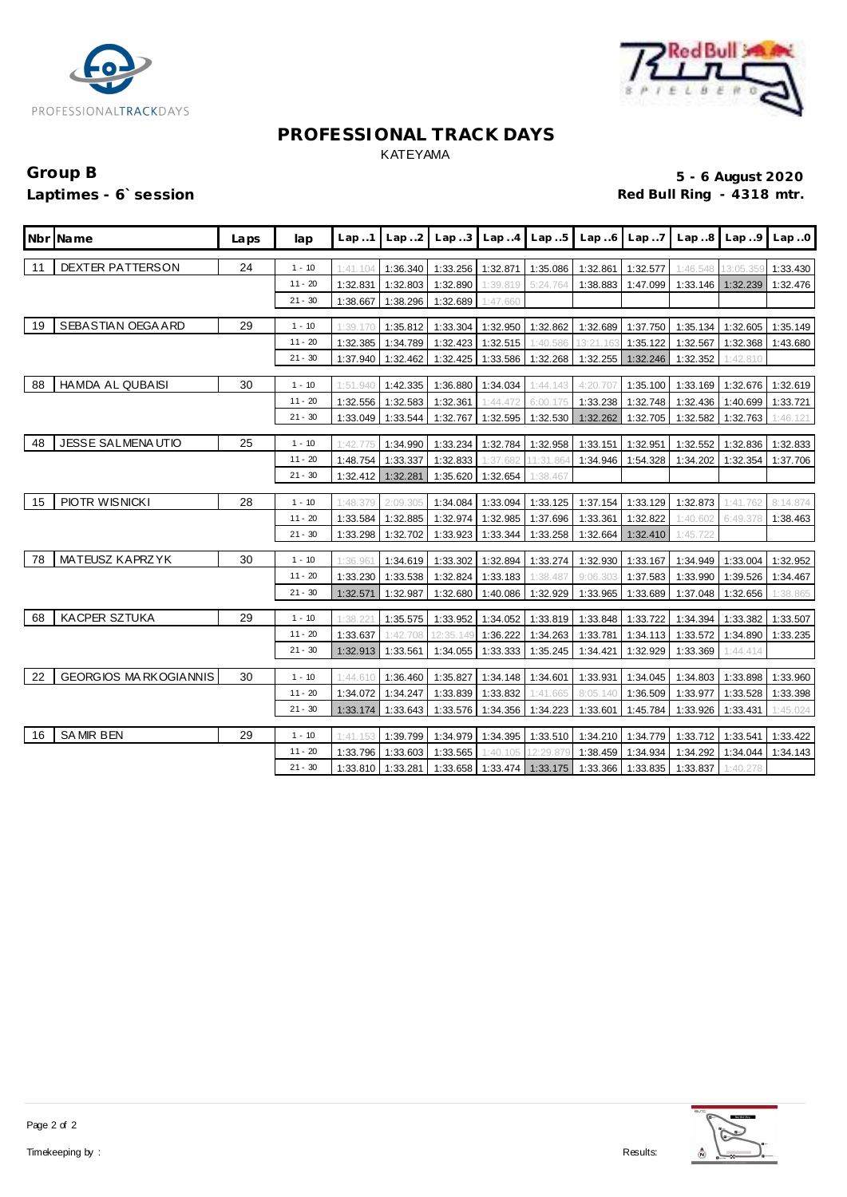# PROFESSIONAL TRACK DAYS

KATEYAMA

**Group B**

**Laptimes - 6` session**

**5 - 6 August 2020**

**Red Bull Ring - 4318 mtr.**

| Nbr | Name | Laps | lap | Lap..1 | Lap..2 | Lap..3 | Lap..4 | Lap..5 | Lap..6 | Lap..7 | Lap..8 | Lap..9 | Lap..0 |
|---|---|---|---|---|---|---|---|---|---|---|---|---|---|
| 11 | DEXTER PATTERSON | 24 | 1 - 10 | 1:41.104 | 1:36.340 | 1:33.256 | 1:32.871 | 1:35.086 | 1:32.861 | 1:32.577 | 1:46.548 | 13:05.359 | 1:33.430 |
| | | | 11 - 20 | 1:32.831 | 1:32.803 | 1:32.890 | 1:39.819 | 5:24.764 | 1:38.883 | 1:47.099 | 1:33.146 | 1:32.239 | 1:32.476 |
| | | | 21 - 30 | 1:38.667 | 1:38.296 | 1:32.689 | 1:47.660 | | | | | | |
| 19 | SEBASTIAN OEGAARD | 29 | 1 - 10 | 1:39.170 | 1:35.812 | 1:33.304 | 1:32.950 | 1:32.862 | 1:32.689 | 1:37.750 | 1:35.134 | 1:32.605 | 1:35.149 |
| | | | 11 - 20 | 1:32.385 | 1:34.789 | 1:32.423 | 1:32.515 | 1:40.586 | 13:21.163 | 1:35.122 | 1:32.567 | 1:32.368 | 1:43.680 |
| | | | 21 - 30 | 1:37.940 | 1:32.462 | 1:32.425 | 1:33.586 | 1:32.268 | 1:32.255 | 1:32.246 | 1:32.352 | 1:42.810 | |
| 88 | HAMDA AL QUBAISI | 30 | 1 - 10 | 1:51.940 | 1:42.335 | 1:36.880 | 1:34.034 | 1:44.143 | 4:20.707 | 1:35.100 | 1:33.169 | 1:32.676 | 1:32.619 |
| | | | 11 - 20 | 1:32.556 | 1:32.583 | 1:32.361 | 1:44.472 | 6:00.175 | 1:33.238 | 1:32.748 | 1:32.436 | 1:40.699 | 1:33.721 |
| | | | 21 - 30 | 1:33.049 | 1:33.544 | 1:32.767 | 1:32.595 | 1:32.530 | 1:32.262 | 1:32.705 | 1:32.582 | 1:32.763 | 1:46.121 |
| 48 | JESSE SALMENAUTIO | 25 | 1 - 10 | 1:42.775 | 1:34.990 | 1:33.234 | 1:32.784 | 1:32.958 | 1:33.151 | 1:32.951 | 1:32.552 | 1:32.836 | 1:32.833 |
| | | | 11 - 20 | 1:48.754 | 1:33.337 | 1:32.833 | 1:37.682 | 11:31.864 | 1:34.946 | 1:54.328 | 1:34.202 | 1:32.354 | 1:37.706 |
| | | | 21 - 30 | 1:32.412 | 1:32.281 | 1:35.620 | 1:32.654 | 1:38.467 | | | | | |
| 15 | PIOTR WISNICKI | 28 | 1 - 10 | 1:48.379 | 2:09.305 | 1:34.084 | 1:33.094 | 1:33.125 | 1:37.154 | 1:33.129 | 1:32.873 | 1:41.762 | 8:14.874 |
| | | | 11 - 20 | 1:33.584 | 1:32.885 | 1:32.974 | 1:32.985 | 1:37.696 | 1:33.361 | 1:32.822 | 1:40.602 | 6:49.378 | 1:38.463 |
| | | | 21 - 30 | 1:33.298 | 1:32.702 | 1:33.923 | 1:33.344 | 1:33.258 | 1:32.664 | 1:32.410 | 1:45.722 | | |
| 78 | MATEUSZ KAPRZYK | 30 | 1 - 10 | 1:36.961 | 1:34.619 | 1:33.302 | 1:32.894 | 1:33.274 | 1:32.930 | 1:33.167 | 1:34.949 | 1:33.004 | 1:32.952 |
| | | | 11 - 20 | 1:33.230 | 1:33.538 | 1:32.824 | 1:33.183 | 1:38.487 | 9:06.303 | 1:37.583 | 1:33.990 | 1:39.526 | 1:34.467 |
| | | | 21 - 30 | 1:32.571 | 1:32.987 | 1:32.680 | 1:40.086 | 1:32.929 | 1:33.965 | 1:33.689 | 1:37.048 | 1:32.656 | 1:38.865 |
| 68 | KACPER SZTUKA | 29 | 1 - 10 | 1:38.221 | 1:35.575 | 1:33.952 | 1:34.052 | 1:33.819 | 1:33.848 | 1:33.722 | 1:34.394 | 1:33.382 | 1:33.507 |
| | | | 11 - 20 | 1:33.637 | 1:42.708 | 12:35.149 | 1:36.222 | 1:34.263 | 1:33.781 | 1:34.113 | 1:33.572 | 1:34.890 | 1:33.235 |
| | | | 21 - 30 | 1:32.913 | 1:33.561 | 1:34.055 | 1:33.333 | 1:35.245 | 1:34.421 | 1:32.929 | 1:33.369 | 1:44.414 | |
| 22 | GEORGIOS MARKOGIANNIS | 30 | 1 - 10 | 1:44.610 | 1:36.460 | 1:35.827 | 1:34.148 | 1:34.601 | 1:33.931 | 1:34.045 | 1:34.803 | 1:33.898 | 1:33.960 |
| | | | 11 - 20 | 1:34.072 | 1:34.247 | 1:33.839 | 1:33.832 | 1:41.665 | 8:05.140 | 1:36.509 | 1:33.977 | 1:33.528 | 1:33.398 |
| | | | 21 - 30 | 1:33.174 | 1:33.643 | 1:33.576 | 1:34.356 | 1:34.223 | 1:33.601 | 1:45.784 | 1:33.926 | 1:33.431 | 1:45.024 |
| 16 | SAMIR BEN | 29 | 1 - 10 | 1:41.153 | 1:39.799 | 1:34.979 | 1:34.395 | 1:33.510 | 1:34.210 | 1:34.779 | 1:33.712 | 1:33.541 | 1:33.422 |
| | | | 11 - 20 | 1:33.796 | 1:33.603 | 1:33.565 | 1:40.105 | 12:29.879 | 1:38.459 | 1:34.934 | 1:34.292 | 1:34.044 | 1:34.143 |
| | | | 21 - 30 | 1:33.810 | 1:33.281 | 1:33.658 | 1:33.474 | 1:33.175 | 1:33.366 | 1:33.835 | 1:33.837 | 1:40.278 | |

Timekeeping by :

Results: